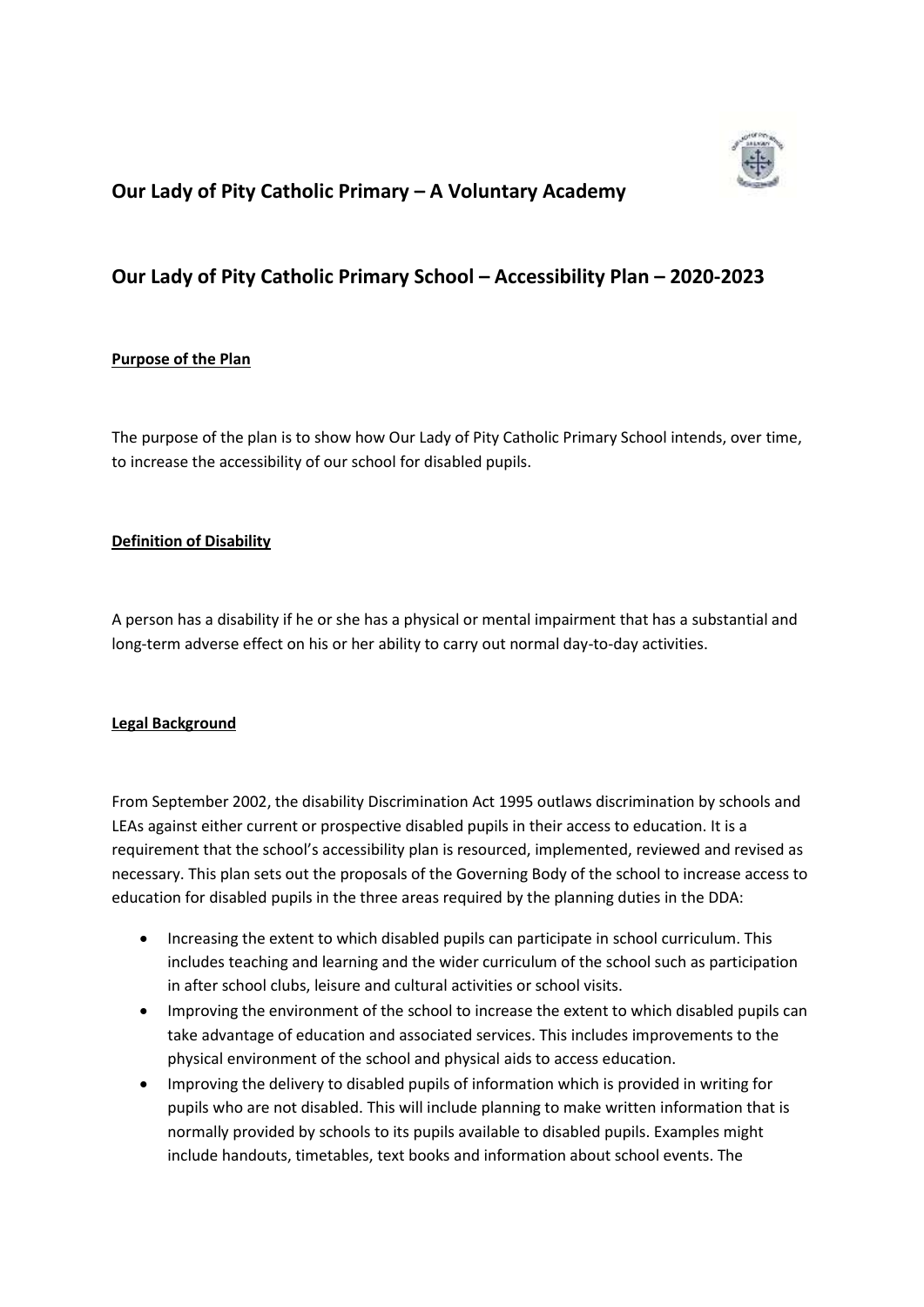## Our Lady of Pity Catholic Primary – A Voluntary Academy

## Our Lady of Pity Catholic Primary School – Accessibility Plan – 2020-2023

**Purpose of the Plan**

The purpose of the plan is to show how Our Lady of Pity Catholic Primary School intends, over time, to increase the accessibility of our school for disabled pupils.

**Definition of Disability**

A person has a disability if he or she has a physical or mental impairment that has a substantial and long-term adverse effect on his or her ability to carry out normal day-to-day activities.

**Legal Background**

From September 2002, the disability Discrimination Act 1995 outlaws discrimination by schools and LEAs against either current or prospective disabled pupils in their access to education. It is a requirement that the school's accessibility plan is resourced, implemented, reviewed and revised as necessary. This plan sets out the proposals of the Governing Body of the school to increase access to education for disabled pupils in the three areas required by the planning duties in the DDA:

- Increasing the extent to which disabled pupils can participate in school curriculum. This includes teaching and learning and the wider curriculum of the school such as participation in after school clubs, leisure and cultural activities or school visits.
- Improving the environment of the school to increase the extent to which disabled pupils can take advantage of education and associated services. This includes improvements to the physical environment of the school and physical aids to access education.
- Improving the delivery to disabled pupils of information which is provided in writing for pupils who are not disabled. This will include planning to make written information that is normally provided by schools to its pupils available to disabled pupils. Examples might include handouts, timetables, text books and information about school events. The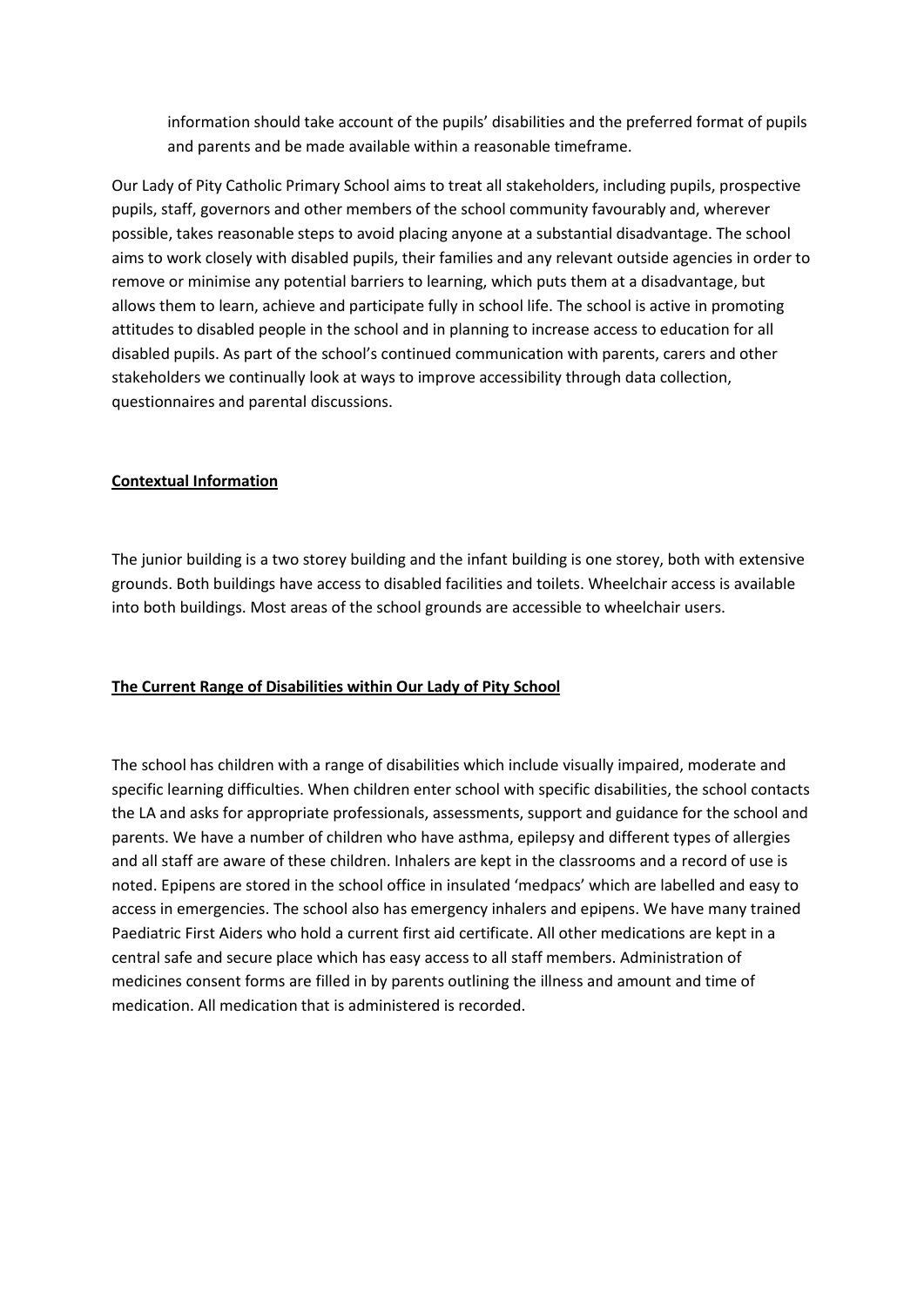information should take account of the pupils' disabilities and the preferred format of pupils and parents and be made available within a reasonable timeframe.

Our Lady of Pity Catholic Primary School aims to treat all stakeholders, including pupils, prospective pupils, staff, governors and other members of the school community favourably and, wherever possible, takes reasonable steps to avoid placing anyone at a substantial disadvantage. The school aims to work closely with disabled pupils, their families and any relevant outside agencies in order to remove or minimise any potential barriers to learning, which puts them at a disadvantage, but allows them to learn, achieve and participate fully in school life. The school is active in promoting attitudes to disabled people in the school and in planning to increase access to education for all disabled pupils. As part of the school's continued communication with parents, carers and other stakeholders we continually look at ways to improve accessibility through data collection, questionnaires and parental discussions.

## Contextual Information

The junior building is a two storey building and the infant building is one storey, both with extensive grounds. Both buildings have access to disabled facilities and toilets. Wheelchair access is available into both buildings. Most areas of the school grounds are accessible to wheelchair users.

## The Current Range of Disabilities within Our Lady of Pity School

The school has children with a range of disabilities which include visually impaired, moderate and specific learning difficulties. When children enter school with specific disabilities, the school contacts the LA and asks for appropriate professionals, assessments, support and guidance for the school and parents. We have a number of children who have asthma, epilepsy and different types of allergies and all staff are aware of these children. Inhalers are kept in the classrooms and a record of use is noted. Epipens are stored in the school office in insulated 'medpacs' which are labelled and easy to access in emergencies. The school also has emergency inhalers and epipens. We have many trained Paediatric First Aiders who hold a current first aid certificate. All other medications are kept in a central safe and secure place which has easy access to all staff members. Administration of medicines consent forms are filled in by parents outlining the illness and amount and time of medication. All medication that is administered is recorded.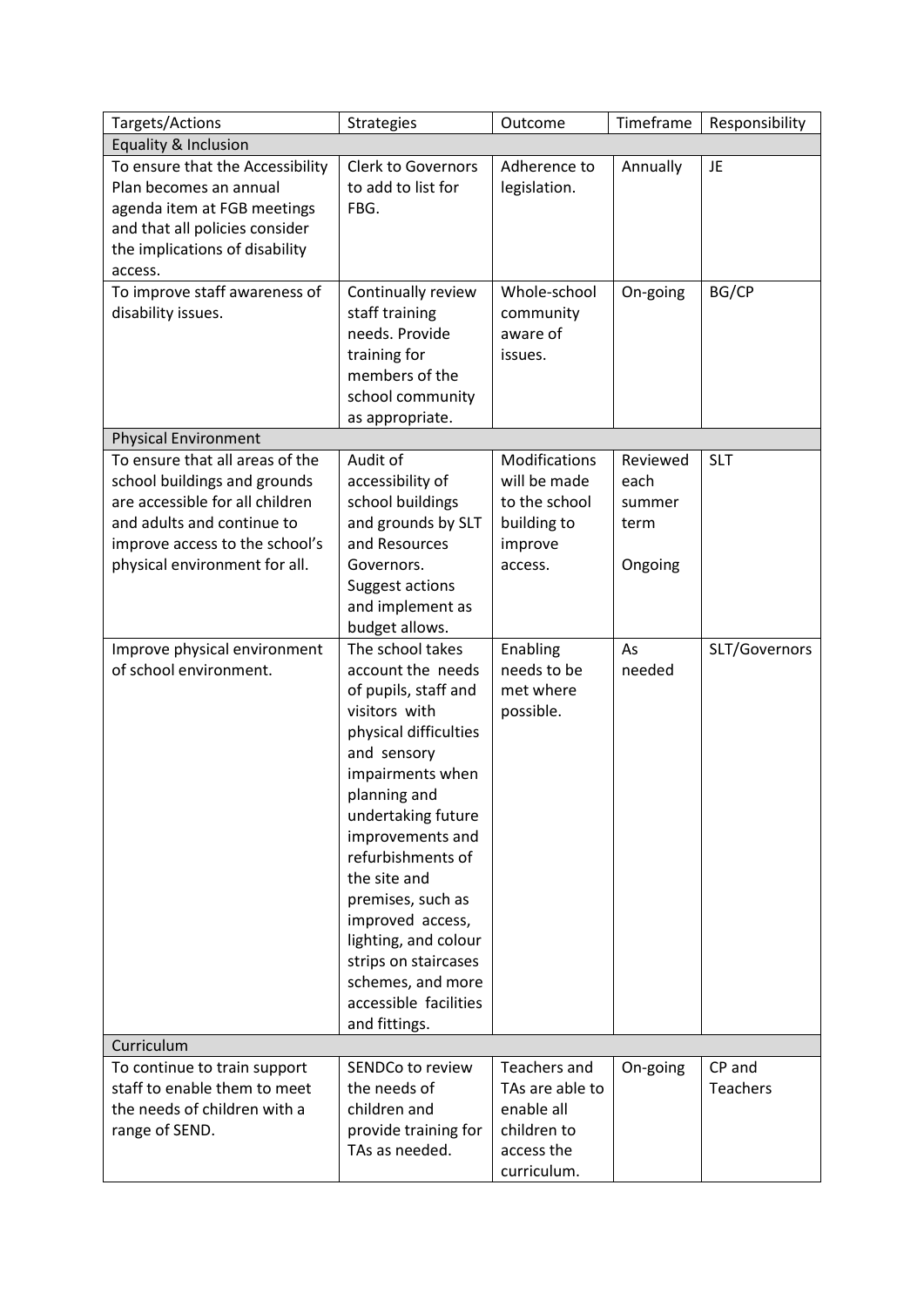| Targets/Actions | Strategies | Outcome | Timeframe | Responsibility |
|---|---|---|---|---|
| Equality & Inclusion | | | | |
| To ensure that the Accessibility Plan becomes an annual agenda item at FGB meetings and that all policies consider the implications of disability access. | Clerk to Governors to add to list for FBG. | Adherence to legislation. | Annually | JE |
| To improve staff awareness of disability issues. | Continually review staff training needs. Provide training for members of the school community as appropriate. | Whole-school community aware of issues. | On-going | BG/CP |
| Physical Environment | | | | |
| To ensure that all areas of the school buildings and grounds are accessible for all children and adults and continue to improve access to the school's physical environment for all. | Audit of accessibility of school buildings and grounds by SLT and Resources Governors. Suggest actions and implement as budget allows. | Modifications will be made to the school building to improve access. | Reviewed each summer term<br><br>Ongoing | SLT |
| Improve physical environment of school environment. | The school takes account the needs of pupils, staff and visitors with physical difficulties and sensory impairments when planning and undertaking future improvements and refurbishments of the site and premises, such as improved access, lighting, and colour strips on staircases schemes, and more accessible facilities and fittings. | Enabling needs to be met where possible. | As needed | SLT/Governors |
| Curriculum | | | | |
| To continue to train support staff to enable them to meet the needs of children with a range of SEND. | SENDCo to review the needs of children and provide training for TAs as needed. | Teachers and TAs are able to enable all children to access the curriculum. | On-going | CP and Teachers |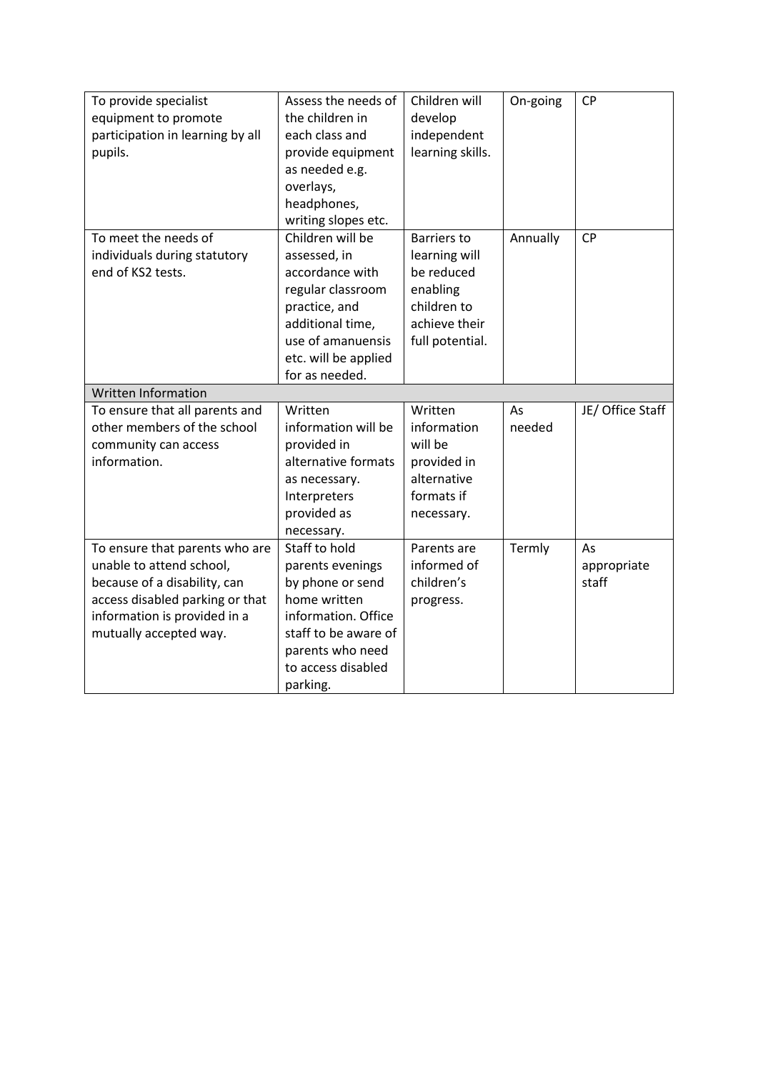| | | | | |
|---|---|---|---|---|
| To provide specialist equipment to promote participation in learning by all pupils. | Assess the needs of the children in each class and provide equipment as needed e.g. overlays, headphones, writing slopes etc. | Children will develop independent learning skills. | On-going | CP |
| To meet the needs of individuals during statutory end of KS2 tests. | Children will be assessed, in accordance with regular classroom practice, and additional time, use of amanuensis etc. will be applied for as needed. | Barriers to learning will be reduced enabling children to achieve their full potential. | Annually | CP |
| Written Information | | | | |
| To ensure that all parents and other members of the school community can access information. | Written information will be provided in alternative formats as necessary. Interpreters provided as necessary. | Written information will be provided in alternative formats if necessary. | As needed | JE/ Office Staff |
| To ensure that parents who are unable to attend school, because of a disability, can access disabled parking or that information is provided in a mutually accepted way. | Staff to hold parents evenings by phone or send home written information. Office staff to be aware of parents who need to access disabled parking. | Parents are informed of children's progress. | Termly | As appropriate staff |